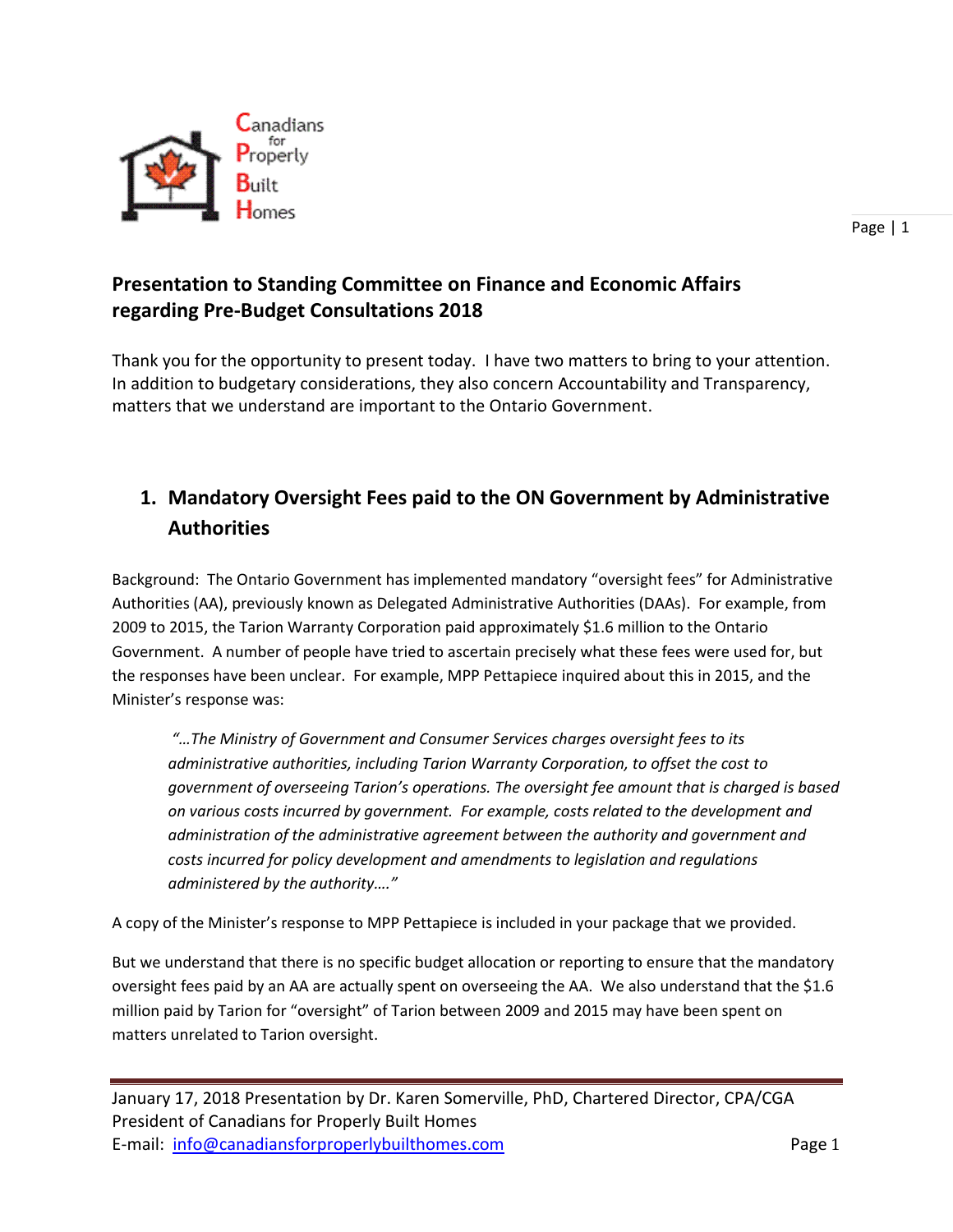Canadians for Properly Built Homes

# Presentation to Standing Committee on Finance and Economic Affairs regarding Pre-Budget Consultations 2018

Thank you for the opportunity to present today. I have two matters to bring to your attention. In addition to budgetary considerations, they also concern Accountability and Transparency, matters that we understand are important to the Ontario Government.

## 1. Mandatory Oversight Fees paid to the ON Government by Administrative Authorities

Background: The Ontario Government has implemented mandatory "oversight fees" for Administrative Authorities (AA), previously known as Delegated Administrative Authorities (DAAs). For example, from 2009 to 2015, the Tarion Warranty Corporation paid approximately $1.6 million to the Ontario Government. A number of people have tried to ascertain precisely what these fees were used for, but the responses have been unclear. For example, MPP Pettapiece inquired about this in 2015, and the Minister's response was:

> *"…The Ministry of Government and Consumer Services charges oversight fees to its administrative authorities, including Tarion Warranty Corporation, to offset the cost to government of overseeing Tarion's operations. The oversight fee amount that is charged is based on various costs incurred by government. For example, costs related to the development and administration of the administrative agreement between the authority and government and costs incurred for policy development and amendments to legislation and regulations administered by the authority…."*

A copy of the Minister's response to MPP Pettapiece is included in your package that we provided.

But we understand that there is no specific budget allocation or reporting to ensure that the mandatory oversight fees paid by an AA are actually spent on overseeing the AA. We also understand that the $1.6 million paid by Tarion for "oversight" of Tarion between 2009 and 2015 may have been spent on matters unrelated to Tarion oversight.

January 17, 2018 Presentation by Dr. Karen Somerville, PhD, Chartered Director, CPA/CGA
President of Canadians for Properly Built Homes
E-mail: info@canadiansforproperlybuilthomes.com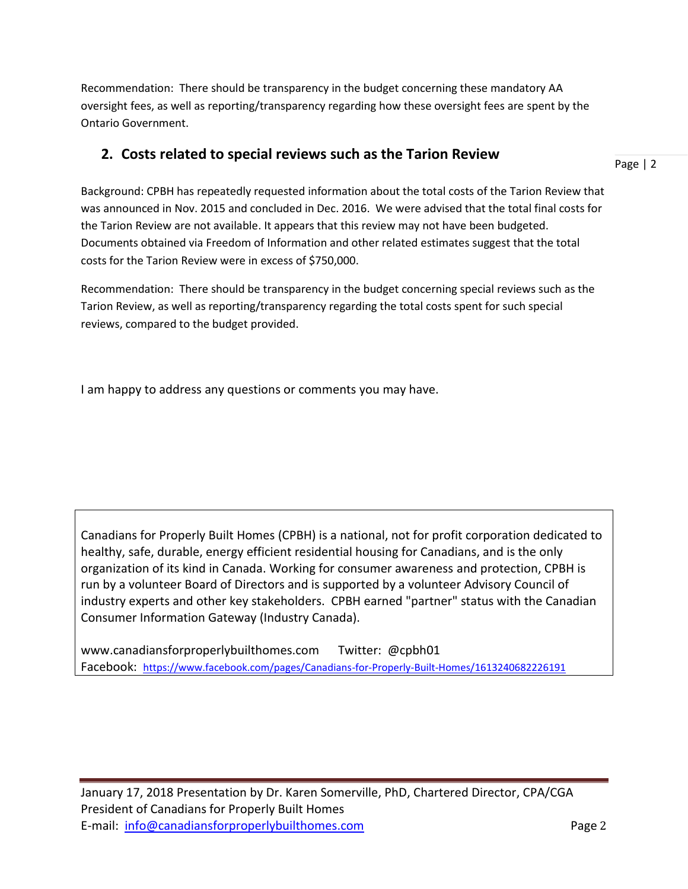Recommendation: There should be transparency in the budget concerning these mandatory AA oversight fees, as well as reporting/transparency regarding how these oversight fees are spent by the Ontario Government.

## 2. Costs related to special reviews such as the Tarion Review

Background: CPBH has repeatedly requested information about the total costs of the Tarion Review that was announced in Nov. 2015 and concluded in Dec. 2016. We were advised that the total final costs for the Tarion Review are not available. It appears that this review may not have been budgeted. Documents obtained via Freedom of Information and other related estimates suggest that the total costs for the Tarion Review were in excess of $750,000.

Recommendation: There should be transparency in the budget concerning special reviews such as the Tarion Review, as well as reporting/transparency regarding the total costs spent for such special reviews, compared to the budget provided.

I am happy to address any questions or comments you may have.

Canadians for Properly Built Homes (CPBH) is a national, not for profit corporation dedicated to healthy, safe, durable, energy efficient residential housing for Canadians, and is the only organization of its kind in Canada. Working for consumer awareness and protection, CPBH is run by a volunteer Board of Directors and is supported by a volunteer Advisory Council of industry experts and other key stakeholders. CPBH earned "partner" status with the Canadian Consumer Information Gateway (Industry Canada).

www.canadiansforproperlybuilthomes.com Twitter: @cpbh01
Facebook: https://www.facebook.com/pages/Canadians-for-Properly-Built-Homes/1613240682226191

January 17, 2018 Presentation by Dr. Karen Somerville, PhD, Chartered Director, CPA/CGA
President of Canadians for Properly Built Homes
E-mail: info@canadiansforproperlybuilthomes.com